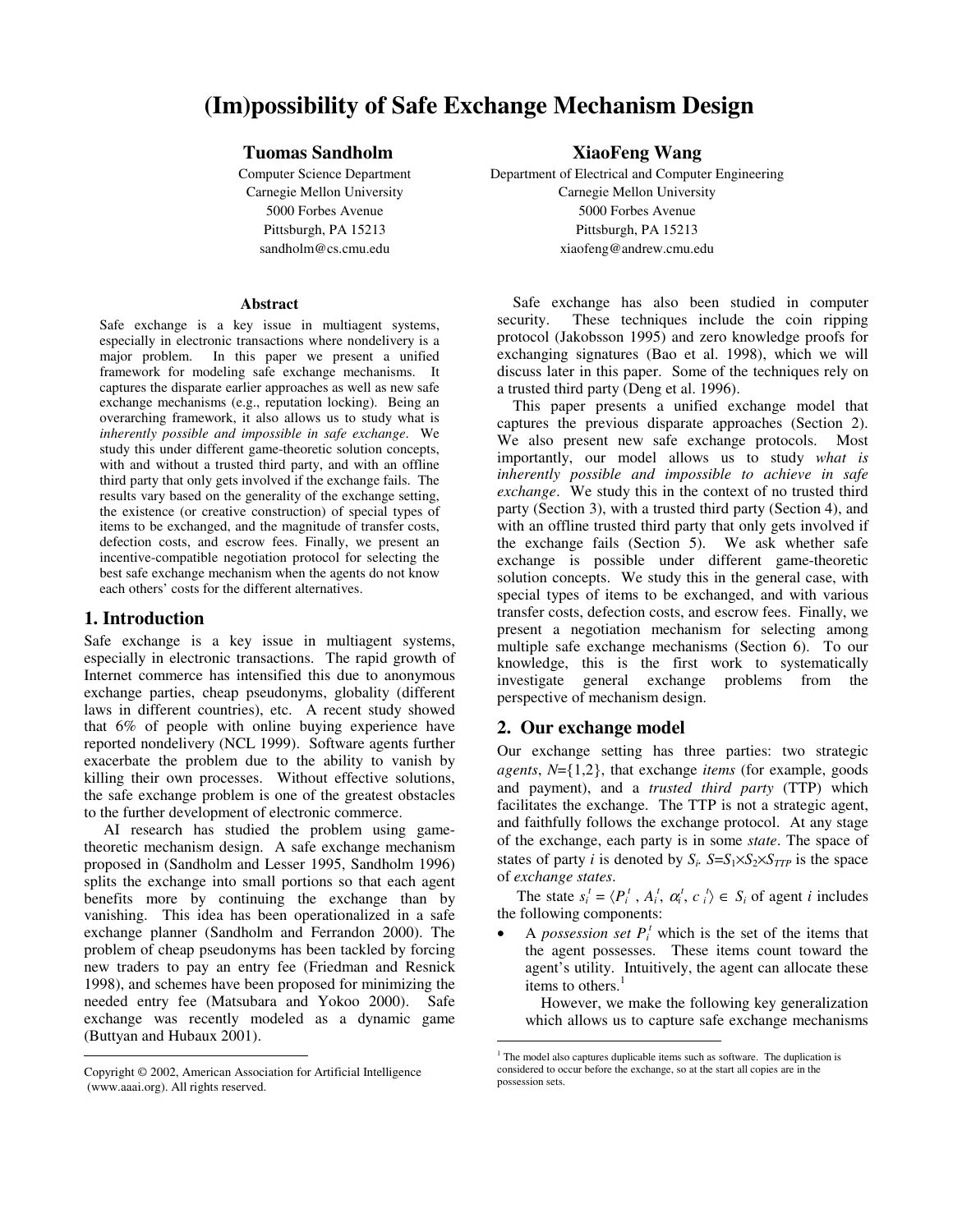# (Im)possibility of Safe Exchange Mechanism Design

**Tuomas Sandholm**
Computer Science Department
Carnegie Mellon University
5000 Forbes Avenue
Pittsburgh, PA 15213
sandholm@cs.cmu.edu

**XiaoFeng Wang**
Department of Electrical and Computer Engineering
Carnegie Mellon University
5000 Forbes Avenue
Pittsburgh, PA 15213
xiaofeng@andrew.cmu.edu

### Abstract

Safe exchange is a key issue in multiagent systems, especially in electronic transactions where nondelivery is a major problem. In this paper we present a unified framework for modeling safe exchange mechanisms. It captures the disparate earlier approaches as well as new safe exchange mechanisms (e.g., reputation locking). Being an overarching framework, it also allows us to study what is *inherently possible and impossible in safe exchange*. We study this under different game-theoretic solution concepts, with and without a trusted third party, and with an offline third party that only gets involved if the exchange fails. The results vary based on the generality of the exchange setting, the existence (or creative construction) of special types of items to be exchanged, and the magnitude of transfer costs, defection costs, and escrow fees. Finally, we present an incentive-compatible negotiation protocol for selecting the best safe exchange mechanism when the agents do not know each others' costs for the different alternatives.

## 1. Introduction

Safe exchange is a key issue in multiagent systems, especially in electronic transactions. The rapid growth of Internet commerce has intensified this due to anonymous exchange parties, cheap pseudonyms, globality (different laws in different countries), etc. A recent study showed that 6% of people with online buying experience have reported nondelivery (NCL 1999). Software agents further exacerbate the problem due to the ability to vanish by killing their own processes. Without effective solutions, the safe exchange problem is one of the greatest obstacles to the further development of electronic commerce.

AI research has studied the problem using game-theoretic mechanism design. A safe exchange mechanism proposed in (Sandholm and Lesser 1995, Sandholm 1996) splits the exchange into small portions so that each agent benefits more by continuing the exchange than by vanishing. This idea has been operationalized in a safe exchange planner (Sandholm and Ferrandon 2000). The problem of cheap pseudonyms has been tackled by forcing new traders to pay an entry fee (Friedman and Resnick 1998), and schemes have been proposed for minimizing the needed entry fee (Matsubara and Yokoo 2000). Safe exchange was recently modeled as a dynamic game (Buttyan and Hubaux 2001).

Safe exchange has also been studied in computer security. These techniques include the coin ripping protocol (Jakobsson 1995) and zero knowledge proofs for exchanging signatures (Bao et al. 1998), which we will discuss later in this paper. Some of the techniques rely on a trusted third party (Deng et al. 1996).

This paper presents a unified exchange model that captures the previous disparate approaches (Section 2). We also present new safe exchange protocols. Most importantly, our model allows us to study *what is inherently possible and impossible to achieve in safe exchange*. We study this in the context of no trusted third party (Section 3), with a trusted third party (Section 4), and with an offline trusted third party that only gets involved if the exchange fails (Section 5). We ask whether safe exchange is possible under different game-theoretic solution concepts. We study this in the general case, with special types of items to be exchanged, and with various transfer costs, defection costs, and escrow fees. Finally, we present a negotiation mechanism for selecting among multiple safe exchange mechanisms (Section 6). To our knowledge, this is the first work to systematically investigate general exchange problems from the perspective of mechanism design.

## 2. Our exchange model

Our exchange setting has three parties: two strategic *agents*, $N$={1,2}, that exchange *items* (for example, goods and payment), and a *trusted third party* (TTP) which facilitates the exchange. The TTP is not a strategic agent, and faithfully follows the exchange protocol. At any stage of the exchange, each party is in some *state*. The space of states of party $i$ is denoted by $S_i$. $S=S_1 \times S_2 \times S_{TTP}$ is the space of *exchange states*.

The state $s_i^t = \langle P_i^t, A_i^t, \alpha_i^t, c_i^t \rangle \in S_i$ of agent $i$ includes the following components:

- A *possession set* $P_i^t$ which is the set of the items that the agent possesses. These items count toward the agent's utility. Intuitively, the agent can allocate these items to others.[1]

  However, we make the following key generalization which allows us to capture safe exchange mechanisms

---

Copyright © 2002, American Association for Artificial Intelligence (www.aaai.org). All rights reserved.

[1] The model also captures duplicable items such as software. The duplication is considered to occur before the exchange, so at the start all copies are in the possession sets.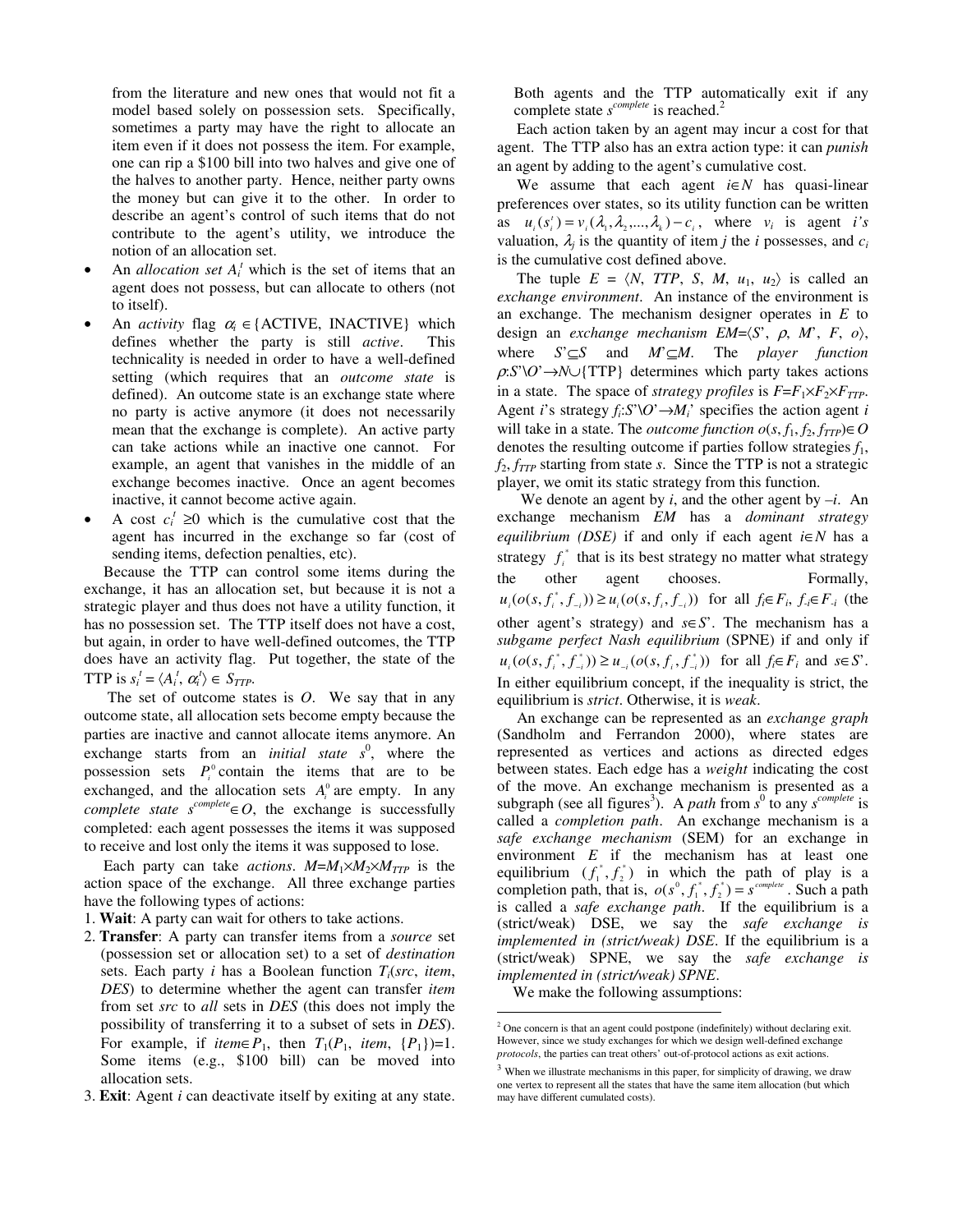from the literature and new ones that would not fit a model based solely on possession sets. Specifically, sometimes a party may have the right to allocate an item even if it does not possess the item. For example, one can rip a $100 bill into two halves and give one of the halves to another party. Hence, neither party owns the money but can give it to the other. In order to describe an agent's control of such items that do not contribute to the agent's utility, we introduce the notion of an allocation set.

- An *allocation set* $A_i^t$ which is the set of items that an agent does not possess, but can allocate to others (not to itself).
- An *activity* flag $\alpha_i \in$ {ACTIVE, INACTIVE} which defines whether the party is still *active*. This technicality is needed in order to have a well-defined setting (which requires that an *outcome state* is defined). An outcome state is an exchange state where no party is active anymore (it does not necessarily mean that the exchange is complete). An active party can take actions while an inactive one cannot. For example, an agent that vanishes in the middle of an exchange becomes inactive. Once an agent becomes inactive, it cannot become active again.
- A cost $c_i^t \geq 0$ which is the cumulative cost that the agent has incurred in the exchange so far (cost of sending items, defection penalties, etc).

Because the TTP can control some items during the exchange, it has an allocation set, but because it is not a strategic player and thus does not have a utility function, it has no possession set. The TTP itself does not have a cost, but again, in order to have well-defined outcomes, the TTP does have an activity flag. Put together, the state of the TTP is $s_i^t = \langle A_i^t, \alpha_i^t \rangle \in S_{TTP}$.

The set of outcome states is $O$. We say that in any outcome state, all allocation sets become empty because the parties are inactive and cannot allocate items anymore. An exchange starts from an *initial state* $s^0$, where the possession sets $P_i^0$ contain the items that are to be exchanged, and the allocation sets $A_i^0$ are empty. In any *complete state* $s^{complete} \in O$, the exchange is successfully completed: each agent possesses the items it was supposed to receive and lost only the items it was supposed to lose.

Each party can take *actions*. $M = M_1 \times M_2 \times M_{TTP}$ is the action space of the exchange. All three exchange parties have the following types of actions:

1. **Wait**: A party can wait for others to take actions.
2. **Transfer**: A party can transfer items from a *source* set (possession set or allocation set) to a set of *destination* sets. Each party $i$ has a Boolean function $T_i(src, item, DES)$ to determine whether the agent can transfer *item* from set *src* to *all* sets in *DES* (this does not imply the possibility of transferring it to a subset of sets in *DES*). For example, if $item \in P_1$, then $T_1(P_1, item, \{P_1\}) = 1$. Some items (e.g., $100 bill) can be moved into allocation sets.
3. **Exit**: Agent $i$ can deactivate itself by exiting at any state.

Both agents and the TTP automatically exit if any complete state $s^{complete}$ is reached.[2]

Each action taken by an agent may incur a cost for that agent. The TTP also has an extra action type: it can *punish* an agent by adding to the agent's cumulative cost.

We assume that each agent $i \in N$ has quasi-linear preferences over states, so its utility function can be written as $u_i(s_i^t) = v_i(\lambda_1, \lambda_2, ..., \lambda_k) - c_i$, where $v_i$ is agent $i$'s valuation, $\lambda_j$ is the quantity of item $j$ the $i$ possesses, and $c_i$ is the cumulative cost defined above.

The tuple $E = \langle N, TTP, S, M, u_1, u_2 \rangle$ is called an *exchange environment*. An instance of the environment is an exchange. The mechanism designer operates in $E$ to design an *exchange mechanism* $EM = \langle S', \rho, M', F, o \rangle$, where $S' \subseteq S$ and $M' \subseteq M$. The *player function* $\rho: S' \backslash O' \rightarrow N \cup \{TTP\}$ determines which party takes actions in a state. The space of *strategy profiles* is $F = F_1 \times F_2 \times F_{TTP}$. Agent $i$'s strategy $f_i: S' \backslash O' \rightarrow M_i'$ specifies the action agent $i$ will take in a state. The *outcome function* $o(s, f_1, f_2, f_{TTP}) \in O$ denotes the resulting outcome if parties follow strategies $f_1$, $f_2$, $f_{TTP}$ starting from state $s$. Since the TTP is not a strategic player, we omit its static strategy from this function.

We denote an agent by $i$, and the other agent by $-i$. An exchange mechanism *EM* has a *dominant strategy equilibrium (DSE)* if and only if each agent $i \in N$ has a strategy $f_i^*$ that is its best strategy no matter what strategy the other agent chooses. Formally, $u_i(o(s, f_i^*, f_{-i})) \geq u_i(o(s, f_i, f_{-i}))$ for all $f_i \in F_i$, $f_{-i} \in F_{-i}$ (the other agent's strategy) and $s \in S'$. The mechanism has a *subgame perfect Nash equilibrium* (SPNE) if and only if $u_i(o(s, f_i^*, f_{-i}^*)) \geq u_{-i}(o(s, f_i, f_{-i}^*))$ for all $f_i \in F_i$ and $s \in S'$. In either equilibrium concept, if the inequality is strict, the equilibrium is *strict*. Otherwise, it is *weak*.

An exchange can be represented as an *exchange graph* (Sandholm and Ferrandon 2000), where states are represented as vertices and actions as directed edges between states. Each edge has a *weight* indicating the cost of the move. An exchange mechanism is presented as a subgraph (see all figures[3]). A *path* from $s^0$ to any $s^{complete}$ is called a *completion path*. An exchange mechanism is a *safe exchange mechanism* (SEM) for an exchange in environment $E$ if the mechanism has at least one equilibrium $(f_1^*, f_2^*)$ in which the path of play is a completion path, that is, $o(s^0, f_1^*, f_2^*) = s^{complete}$. Such a path is called a *safe exchange path*. If the equilibrium is a (strict/weak) DSE, we say the *safe exchange is implemented in (strict/weak) DSE*. If the equilibrium is a (strict/weak) SPNE, we say the *safe exchange is implemented in (strict/weak) SPNE*.

We make the following assumptions:

---

[2] One concern is that an agent could postpone (indefinitely) without declaring exit. However, since we study exchanges for which we design well-defined exchange *protocols*, the parties can treat others' out-of-protocol actions as exit actions.

[3] When we illustrate mechanisms in this paper, for simplicity of drawing, we draw one vertex to represent all the states that have the same item allocation (but which may have different cumulated costs).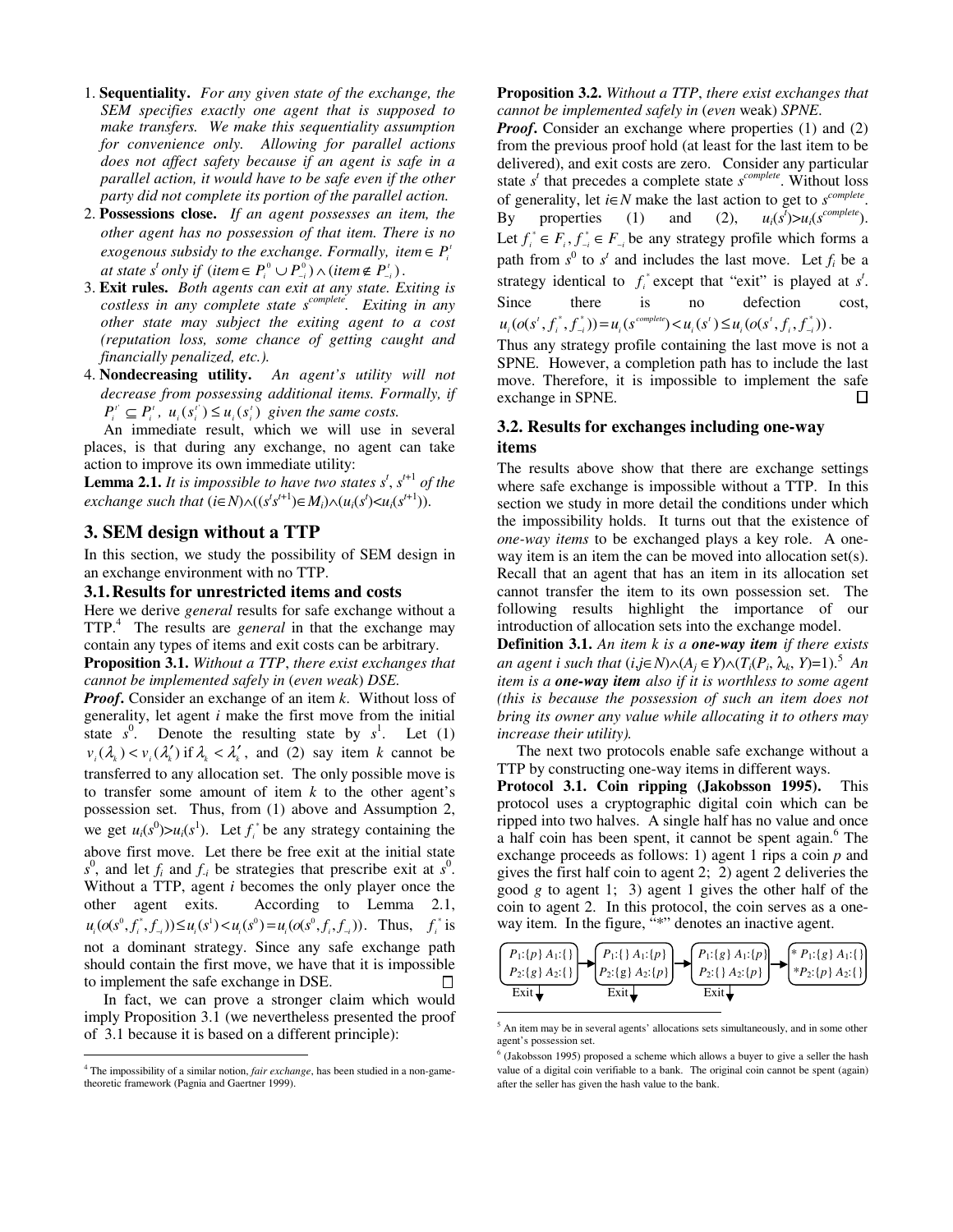1. **Sequentiality.** *For any given state of the exchange, the SEM specifies exactly one agent that is supposed to make transfers. We make this sequentiality assumption for convenience only. Allowing for parallel actions does not affect safety because if an agent is safe in a parallel action, it would have to be safe even if the other party did not complete its portion of the parallel action.*
2. **Possessions close.** *If an agent possesses an item, the other agent has no possession of that item. There is no exogenous subsidy to the exchange. Formally, item* $\in P_i^t$ *at state* $s^t$ *only if* $(item \in P_i^0 \cup P_{-i}^0) \wedge (item \notin P_{-i}^t)$.
3. **Exit rules.** *Both agents can exit at any state. Exiting is costless in any complete state* $s^{complete}$. *Exiting in any other state may subject the exiting agent to a cost (reputation loss, some chance of getting caught and financially penalized, etc.).*
4. **Nondecreasing utility.** *An agent's utility will not decrease from possessing additional items. Formally, if* $P_i^{t'} \subseteq P_i^t$, $u_i(s_i^{t'}) \leq u_i(s_i^t)$ *given the same costs.*

An immediate result, which we will use in several places, is that during any exchange, no agent can take action to improve its own immediate utility:

**Lemma 2.1.** *It is impossible to have two states* $s^t$, $s^{t+1}$ *of the exchange such that* $(i \in N) \wedge ((s^t s^{t+1}) \in M_i) \wedge (u_i(s^t) < u_i(s^{t+1}))$.

## 3. SEM design without a TTP

In this section, we study the possibility of SEM design in an exchange environment with no TTP.

### 3.1. Results for unrestricted items and costs

Here we derive *general* results for safe exchange without a TTP.[4] The results are *general* in that the exchange may contain any types of items and exit costs can be arbitrary.

**Proposition 3.1.** *Without a TTP, there exist exchanges that cannot be implemented safely in (even weak) DSE.*

***Proof***. Consider an exchange of an item $k$. Without loss of generality, let agent $i$ make the first move from the initial state $s^0$. Denote the resulting state by $s^1$. Let (1) $v_i(\lambda_k) < v_i(\lambda_k')$ if $\lambda_k < \lambda_k'$, and (2) say item $k$ cannot be transferred to any allocation set. The only possible move is to transfer some amount of item $k$ to the other agent's possession set. Thus, from (1) above and Assumption 2, we get $u_i(s^0) > u_i(s^1)$. Let $f_i^*$ be any strategy containing the above first move. Let there be free exit at the initial state $s^0$, and let $f_i$ and $f_{-i}$ be strategies that prescribe exit at $s^0$. Without a TTP, agent $i$ becomes the only player once the other agent exits. According to Lemma 2.1, $u_i(o(s^0, f_i^*, f_{-i})) \leq u_i(s^1) < u_i(s^0) = u_i(o(s^0, f_i, f_{-i}))$. Thus, $f_i^*$ is not a dominant strategy. Since any safe exchange path should contain the first move, we have that it is impossible to implement the safe exchange in DSE. □

In fact, we can prove a stronger claim which would imply Proposition 3.1 (we nevertheless presented the proof of 3.1 because it is based on a different principle):

**Proposition 3.2.** *Without a TTP, there exist exchanges that cannot be implemented safely in (even* weak*) SPNE.*

***Proof***. Consider an exchange where properties (1) and (2) from the previous proof hold (at least for the last item to be delivered), and exit costs are zero. Consider any particular state $s^t$ that precedes a complete state $s^{complete}$. Without loss of generality, let $i \in N$ make the last action to get to $s^{complete}$. By properties (1) and (2), $u_i(s^t) > u_i(s^{complete})$. Let $f_i^* \in F_i$, $f_{-i}^* \in F_{-i}$ be any strategy profile which forms a path from $s^0$ to $s^t$ and includes the last move. Let $f_i$ be a strategy identical to $f_i^*$ except that "exit" is played at $s^t$. Since there is no defection cost, $u_i(o(s^t, f_i^*, f_{-i}^*)) = u_i(s^{complete}) < u_i(s^t) \leq u_i(o(s^t, f_i, f_{-i}^*))$.

Thus any strategy profile containing the last move is not a SPNE. However, a completion path has to include the last move. Therefore, it is impossible to implement the safe exchange in SPNE. □

### 3.2. Results for exchanges including one-way items

The results above show that there are exchange settings where safe exchange is impossible without a TTP. In this section we study in more detail the conditions under which the impossibility holds. It turns out that the existence of *one-way items* to be exchanged plays a key role. A one-way item is an item the can be moved into allocation set(s). Recall that an agent that has an item in its allocation set cannot transfer the item to its own possession set. The following results highlight the importance of our introduction of allocation sets into the exchange model.

**Definition 3.1.** *An item k is a* ***one-way item*** *if there exists an agent i such that* $(i,j \in N) \wedge (A_j \in Y) \wedge (T_i(P_i, \lambda_k, Y)=1)$.[5] *An item is a* ***one-way item*** *also if it is worthless to some agent (this is because the possession of such an item does not bring its owner any value while allocating it to others may increase their utility).*

The next two protocols enable safe exchange without a TTP by constructing one-way items in different ways.

**Protocol 3.1. Coin ripping (Jakobsson 1995).** This protocol uses a cryptographic digital coin which can be ripped into two halves. A single half has no value and once a half coin has been spent, it cannot be spent again.[6] The exchange proceeds as follows: 1) agent 1 rips a coin $p$ and gives the first half coin to agent 2; 2) agent 2 deliveries the good $g$ to agent 1; 3) agent 1 gives the other half of the coin to agent 2. In this protocol, the coin serves as a one-way item. In the figure, "*" denotes an inactive agent.

| State 1 | | State 2 | | State 3 | | State 4 |
|---|---|---|---|---|---|---|
| $P_1$:{$p$} $A_1$:{} <br> $P_2$:{$g$} $A_2$:{} <br> Exit ↓ | → | $P_1$:{} $A_1$:{$p$} <br> $P_2$:{$g$} $A_2$:{$p$} <br> Exit ↓ | → | $P_1$:{$g$} $A_1$:{$p$} <br> $P_2$:{} $A_2$:{$p$} <br> Exit ↓ | → | * $P_1$:{$g$} $A_1$:{} <br> *$P_2$:{$p$} $A_2$:{} |

---

[4] The impossibility of a similar notion, *fair exchange*, has been studied in a non-game-theoretic framework (Pagnia and Gaertner 1999).

[5] An item may be in several agents' allocations sets simultaneously, and in some other agent's possession set.

[6] (Jakobsson 1995) proposed a scheme which allows a buyer to give a seller the hash value of a digital coin verifiable to a bank. The original coin cannot be spent (again) after the seller has given the hash value to the bank.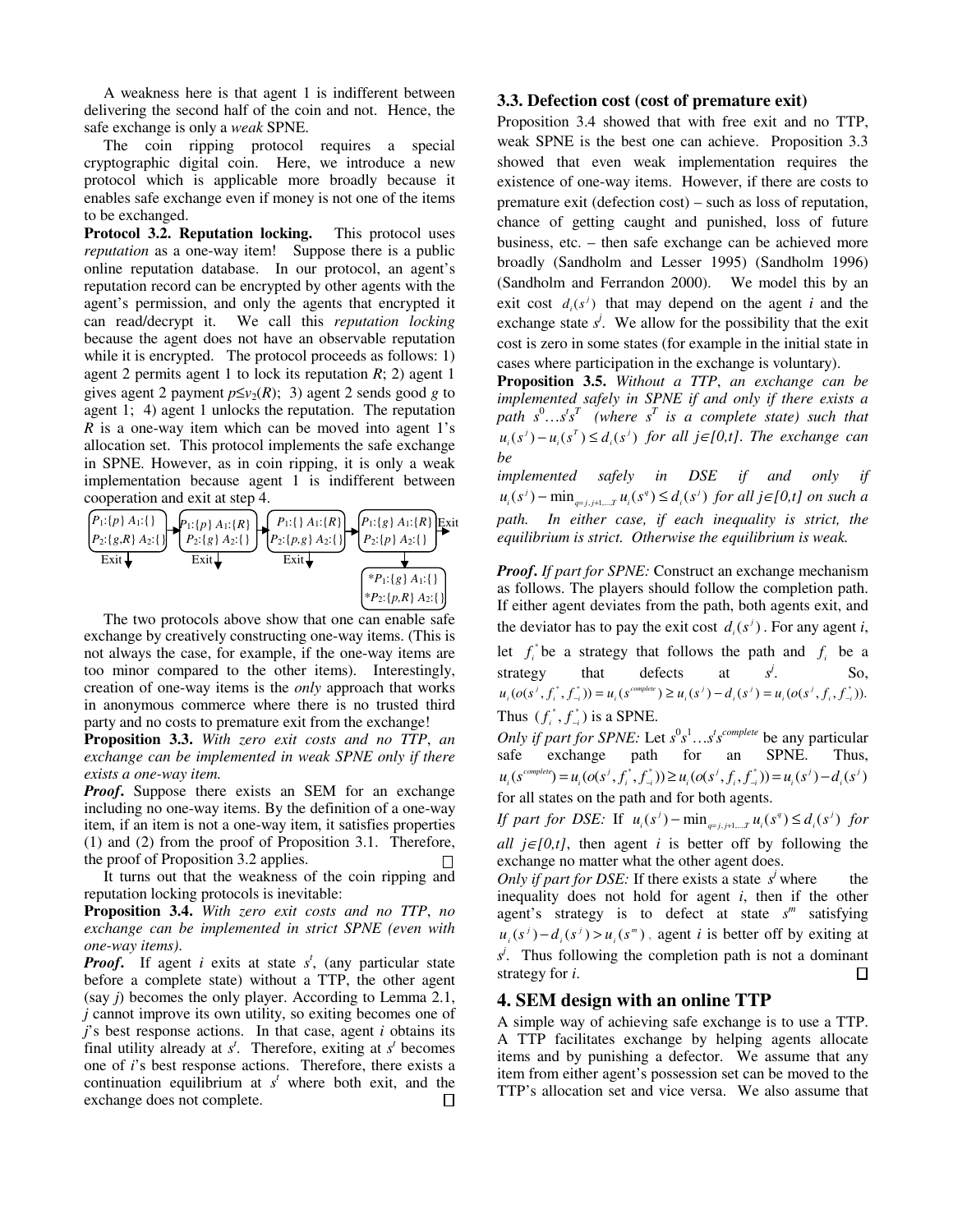A weakness here is that agent 1 is indifferent between delivering the second half of the coin and not. Hence, the safe exchange is only a *weak* SPNE.

The coin ripping protocol requires a special cryptographic digital coin. Here, we introduce a new protocol which is applicable more broadly because it enables safe exchange even if money is not one of the items to be exchanged.

**Protocol 3.2. Reputation locking.** This protocol uses *reputation* as a one-way item! Suppose there is a public online reputation database. In our protocol, an agent's reputation record can be encrypted by other agents with the agent's permission, and only the agents that encrypted it can read/decrypt it. We call this *reputation locking* because the agent does not have an observable reputation while it is encrypted. The protocol proceeds as follows: 1) agent 2 permits agent 1 to lock its reputation $R$; 2) agent 1 gives agent 2 payment $p \le v_2(R)$; 3) agent 2 sends good $g$ to agent 1; 4) agent 1 unlocks the reputation. The reputation $R$ is a one-way item which can be moved into agent 1's allocation set. This protocol implements the safe exchange in SPNE. However, as in coin ripping, it is only a weak implementation because agent 1 is indifferent between cooperation and exit at step 4.

$P_1$:{$p$} $A_1$:{} / $P_2$:{$g$,$R$} $A_2$:{} → $P_1$:{$p$} $A_1$:{$R$} / $P_2$:{$g$} $A_2$:{} → $P_1$:{} $A_1$:{$R$} / $P_2$:{$p$,$g$} $A_2$:{} → $P_1$:{$g$} $A_1$:{$R$} / $P_2$:{$p$} $A_2$:{} → *$P_1$:{$g$} $A_1$:{} / *$P_2$:{$p$,$R$} $A_2$:{} (each of the first three states: Exit ↓; fourth state: Exit →)

The two protocols above show that one can enable safe exchange by creatively constructing one-way items. (This is not always the case, for example, if the one-way items are too minor compared to the other items). Interestingly, creation of one-way items is the *only* approach that works in anonymous commerce where there is no trusted third party and no costs to premature exit from the exchange!

**Proposition 3.3.** *With zero exit costs and no TTP, an exchange can be implemented in weak SPNE only if there exists a one-way item.*

***Proof*.** Suppose there exists an SEM for an exchange including no one-way items. By the definition of a one-way item, if an item is not a one-way item, it satisfies properties (1) and (2) from the proof of Proposition 3.1. Therefore, the proof of Proposition 3.2 applies. □

It turns out that the weakness of the coin ripping and reputation locking protocols is inevitable:

**Proposition 3.4.** *With zero exit costs and no TTP, no exchange can be implemented in strict SPNE (even with one-way items).*

***Proof*.** If agent $i$ exits at state $s^t$, (any particular state before a complete state) without a TTP, the other agent (say $j$) becomes the only player. According to Lemma 2.1, $j$ cannot improve its own utility, so exiting becomes one of $j$'s best response actions. In that case, agent $i$ obtains its final utility already at $s^t$. Therefore, exiting at $s^t$ becomes one of $i$'s best response actions. Therefore, there exists a continuation equilibrium at $s^t$ where both exit, and the exchange does not complete. □

### 3.3. Defection cost (cost of premature exit)

Proposition 3.4 showed that with free exit and no TTP, weak SPNE is the best one can achieve. Proposition 3.3 showed that even weak implementation requires the existence of one-way items. However, if there are costs to premature exit (defection cost) – such as loss of reputation, chance of getting caught and punished, loss of future business, etc. – then safe exchange can be achieved more broadly (Sandholm and Lesser 1995) (Sandholm 1996) (Sandholm and Ferrandon 2000). We model this by an exit cost $d_i(s^j)$ that may depend on the agent $i$ and the exchange state $s^j$. We allow for the possibility that the exit cost is zero in some states (for example in the initial state in cases where participation in the exchange is voluntary).

**Proposition 3.5.** *Without a TTP, an exchange can be implemented safely in SPNE if and only if there exists a path $s^0 \ldots s^t s^T$ (where $s^T$ is a complete state) such that $u_i(s^j) - u_i(s^T) \le d_i(s^j)$ for all $j \in [0,t]$. The exchange can be implemented safely in DSE if and only if $u_i(s^j) - \min_{q=j,j+1,\ldots,T} u_i(s^q) \le d_i(s^j)$ for all $j \in [0,t]$ on such a path. In either case, if each inequality is strict, the equilibrium is strict. Otherwise the equilibrium is weak.*

***Proof*.** *If part for SPNE:* Construct an exchange mechanism as follows. The players should follow the completion path. If either agent deviates from the path, both agents exit, and the deviator has to pay the exit cost $d_i(s^j)$. For any agent $i$, let $f_i^*$ be a strategy that follows the path and $f_i$ be a strategy that defects at $s^j$. So, $u_i(o(s^j, f_i^*, f_{-i}^*)) = u_i(s^{complete}) \ge u_i(s^j) - d_i(s^j) = u_i(o(s^j, f_i, f_{-i}^*))$. Thus $(f_i^*, f_{-i}^*)$ is a SPNE.

*Only if part for SPNE:* Let $s^0 s^1 \ldots s^t s^{complete}$ be any particular safe exchange path for an SPNE. Thus, $u_i(s^{complete}) = u_i(o(s^j, f_i^*, f_{-i}^*)) \ge u_i(o(s^j, f_i, f_{-i}^*)) = u_i(s^j) - d_i(s^j)$ for all states on the path and for both agents.

*If part for DSE:* If $u_i(s^j) - \min_{q=j,j+1,\ldots,T} u_i(s^q) \le d_i(s^j)$ *for all $j \in [0,t]$*, then agent $i$ is better off by following the exchange no matter what the other agent does.

*Only if part for DSE:* If there exists a state $s^j$ where the inequality does not hold for agent $i$, then if the other agent's strategy is to defect at state $s^m$ satisfying $u_i(s^j) - d_i(s^j) > u_i(s^m)$, agent $i$ is better off by exiting at $s^j$. Thus following the completion path is not a dominant strategy for $i$. □

## 4. SEM design with an online TTP

A simple way of achieving safe exchange is to use a TTP. A TTP facilitates exchange by helping agents allocate items and by punishing a defector. We assume that any item from either agent's possession set can be moved to the TTP's allocation set and vice versa. We also assume that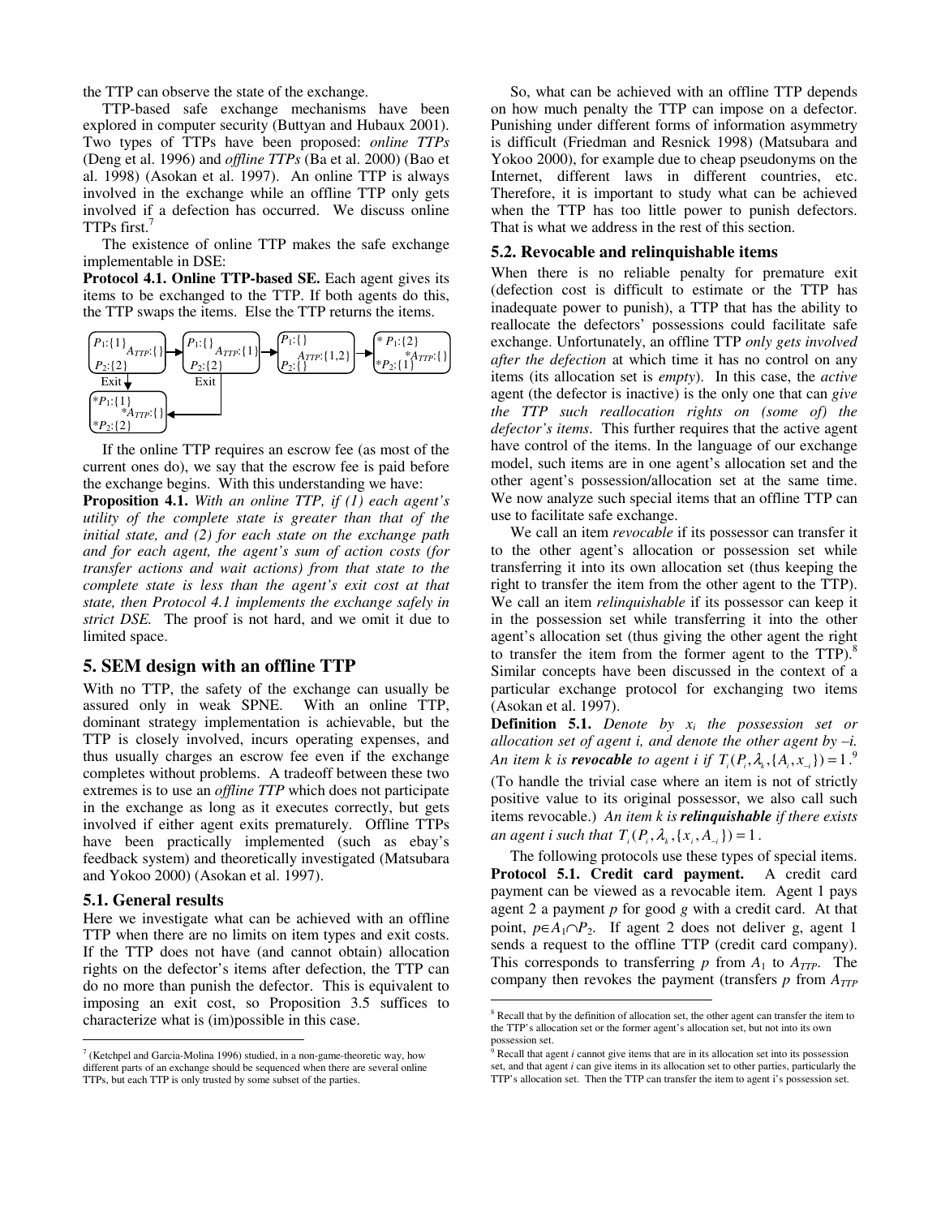the TTP can observe the state of the exchange.

TTP-based safe exchange mechanisms have been explored in computer security (Buttyan and Hubaux 2001). Two types of TTPs have been proposed: *online TTPs* (Deng et al. 1996) and *offline TTPs* (Ba et al. 2000) (Bao et al. 1998) (Asokan et al. 1997). An online TTP is always involved in the exchange while an offline TTP only gets involved if a defection has occurred. We discuss online TTPs first.[7]

The existence of online TTP makes the safe exchange implementable in DSE:

**Protocol 4.1. Online TTP-based SE.** Each agent gives its items to be exchanged to the TTP. If both agents do this, the TTP swaps the items. Else the TTP returns the items.

$P_1$:{1} $A_{TTP}$:{} $P_2$:{2} → $P_1$:{} $A_{TTP}$:{1} $P_2$:{2} → $P_1$:{} $A_{TTP}$:{1,2} $P_2$:{} → \*$P_1$:{2} \*$A_{TTP}$:{} \*$P_2$:{1}

Exit (from first and second states) → \*$P_1$:{1} \*$A_{TTP}$:{} \*$P_2$:{2}

If the online TTP requires an escrow fee (as most of the current ones do), we say that the escrow fee is paid before the exchange begins. With this understanding we have:

**Proposition 4.1.** *With an online TTP, if (1) each agent's utility of the complete state is greater than that of the initial state, and (2) for each state on the exchange path and for each agent, the agent's sum of action costs (for transfer actions and wait actions) from that state to the complete state is less than the agent's exit cost at that state, then Protocol 4.1 implements the exchange safely in strict DSE.* The proof is not hard, and we omit it due to limited space.

## 5. SEM design with an offline TTP

With no TTP, the safety of the exchange can usually be assured only in weak SPNE. With an online TTP, dominant strategy implementation is achievable, but the TTP is closely involved, incurs operating expenses, and thus usually charges an escrow fee even if the exchange completes without problems. A tradeoff between these two extremes is to use an *offline TTP* which does not participate in the exchange as long as it executes correctly, but gets involved if either agent exits prematurely. Offline TTPs have been practically implemented (such as ebay's feedback system) and theoretically investigated (Matsubara and Yokoo 2000) (Asokan et al. 1997).

### 5.1. General results

Here we investigate what can be achieved with an offline TTP when there are no limits on item types and exit costs. If the TTP does not have (and cannot obtain) allocation rights on the defector's items after defection, the TTP can do no more than punish the defector. This is equivalent to imposing an exit cost, so Proposition 3.5 suffices to characterize what is (im)possible in this case.

So, what can be achieved with an offline TTP depends on how much penalty the TTP can impose on a defector. Punishing under different forms of information asymmetry is difficult (Friedman and Resnick 1998) (Matsubara and Yokoo 2000), for example due to cheap pseudonyms on the Internet, different laws in different countries, etc. Therefore, it is important to study what can be achieved when the TTP has too little power to punish defectors. That is what we address in the rest of this section.

### 5.2. Revocable and relinquishable items

When there is no reliable penalty for premature exit (defection cost is difficult to estimate or the TTP has inadequate power to punish), a TTP that has the ability to reallocate the defectors' possessions could facilitate safe exchange. Unfortunately, an offline TTP *only gets involved after the defection* at which time it has no control on any items (its allocation set is *empty*). In this case, the *active* agent (the defector is inactive) is the only one that can *give the TTP such reallocation rights on (some of) the defector's items*. This further requires that the active agent have control of the items. In the language of our exchange model, such items are in one agent's allocation set and the other agent's possession/allocation set at the same time. We now analyze such special items that an offline TTP can use to facilitate safe exchange.

We call an item *revocable* if its possessor can transfer it to the other agent's allocation or possession set while transferring it into its own allocation set (thus keeping the right to transfer the item from the other agent to the TTP). We call an item *relinquishable* if its possessor can keep it in the possession set while transferring it into the other agent's allocation set (thus giving the other agent the right to transfer the item from the former agent to the TTP).[8] Similar concepts have been discussed in the context of a particular exchange protocol for exchanging two items (Asokan et al. 1997).

**Definition 5.1.** *Denote by $x_i$ the possession set or allocation set of agent i, and denote the other agent by –i. An item k is **revocable** to agent i if $T_i(P_i, \lambda_k, \{A_i, x_{-i}\}) = 1$.*[9] (To handle the trivial case where an item is not of strictly positive value to its original possessor, we also call such items revocable.) *An item k is **relinquishable** if there exists an agent i such that $T_i(P_i, \lambda_k, \{x_i, A_{-i}\}) = 1$.*

The following protocols use these types of special items.

**Protocol 5.1. Credit card payment.** A credit card payment can be viewed as a revocable item. Agent 1 pays agent 2 a payment *p* for good *g* with a credit card. At that point, $p \in A_1 \cap P_2$. If agent 2 does not deliver g, agent 1 sends a request to the offline TTP (credit card company). This corresponds to transferring *p* from $A_1$ to $A_{TTP}$. The company then revokes the payment (transfers *p* from $A_{TTP}$

---

[7] (Ketchpel and Garcia-Molina 1996) studied, in a non-game-theoretic way, how different parts of an exchange should be sequenced when there are several online TTPs, but each TTP is only trusted by some subset of the parties.

[8] Recall that by the definition of allocation set, the other agent can transfer the item to the TTP's allocation set or the former agent's allocation set, but not into its own possession set.

[9] Recall that agent *i* cannot give items that are in its allocation set into its possession set, and that agent *i* can give items in its allocation set to other parties, particularly the TTP's allocation set. Then the TTP can transfer the item to agent i's possession set.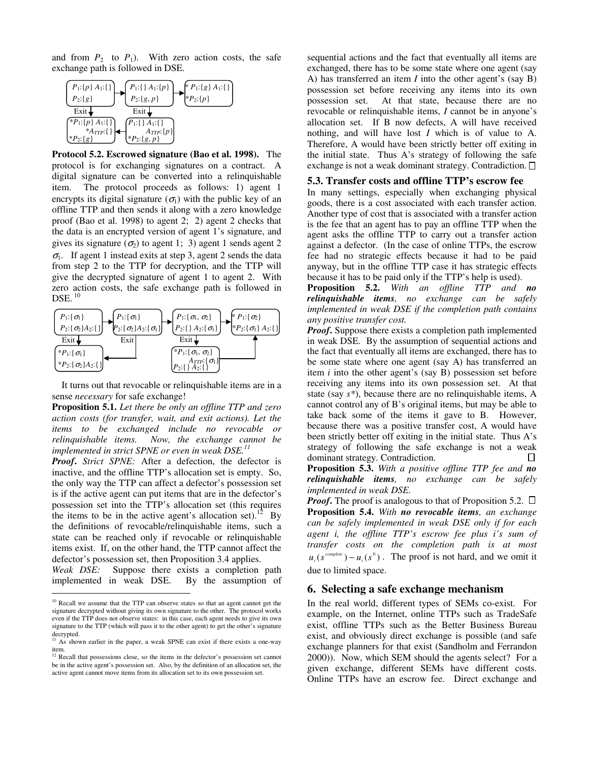and from $P_2$ to $P_1$). With zero action costs, the safe exchange path is followed in DSE.

**Protocol 5.2. Escrowed signature (Bao et al. 1998).** The protocol is for exchanging signatures on a contract. A digital signature can be converted into a relinquishable item. The protocol proceeds as follows: 1) agent 1 encrypts its digital signature ($\sigma_1$) with the public key of an offline TTP and then sends it along with a zero knowledge proof (Bao et al. 1998) to agent 2; 2) agent 2 checks that the data is an encrypted version of agent 1's signature, and gives its signature ($\sigma_2$) to agent 1; 3) agent 1 sends agent 2 $\sigma_1$. If agent 1 instead exits at step 3, agent 2 sends the data from step 2 to the TTP for decryption, and the TTP will give the decrypted signature of agent 1 to agent 2. With zero action costs, the safe exchange path is followed in DSE. [10]

It turns out that revocable or relinquishable items are in a sense *necessary* for safe exchange!

**Proposition 5.1.** *Let there be only an offline TTP and zero action costs (for transfer, wait, and exit actions). Let the items to be exchanged include no revocable or relinquishable items. Now, the exchange cannot be implemented in strict SPNE or even in weak DSE.[11]*

***Proof*.** *Strict SPNE:* After a defection, the defector is inactive, and the offline TTP's allocation set is empty. So, the only way the TTP can affect a defector's possession set is if the active agent can put items that are in the defector's possession set into the TTP's allocation set (this requires the items to be in the active agent's allocation set).[12] By the definitions of revocable/relinquishable items, such a state can be reached only if revocable or relinquishable items exist. If, on the other hand, the TTP cannot affect the defector's possession set, then Proposition 3.4 applies.

*Weak DSE:* Suppose there exists a completion path implemented in weak DSE. By the assumption of sequential actions and the fact that eventually all items are exchanged, there has to be some state where one agent (say A) has transferred an item *I* into the other agent's (say B) possession set before receiving any items into its own possession set. At that state, because there are no revocable or relinquishable items, *I* cannot be in anyone's allocation set. If B now defects, A will have received nothing, and will have lost *I* which is of value to A. Therefore, A would have been strictly better off exiting in the initial state. Thus A's strategy of following the safe exchange is not a weak dominant strategy. Contradiction. □

### 5.3. Transfer costs and offline TTP's escrow fee

In many settings, especially when exchanging physical goods, there is a cost associated with each transfer action. Another type of cost that is associated with a transfer action is the fee that an agent has to pay an offline TTP when the agent asks the offline TTP to carry out a transfer action against a defector. (In the case of online TTPs, the escrow fee had no strategic effects because it had to be paid anyway, but in the offline TTP case it has strategic effects because it has to be paid only if the TTP's help is used).

**Proposition 5.2.** *With an offline TTP and **no relinquishable items**, no exchange can be safely implemented in weak DSE if the completion path contains any positive transfer cost.*

***Proof*.** Suppose there exists a completion path implemented in weak DSE. By the assumption of sequential actions and the fact that eventually all items are exchanged, there has to be some state where one agent (say A) has transferred an item *i* into the other agent's (say B) possession set before receiving any items into its own possession set. At that state (say *s\**), because there are no relinquishable items, A cannot control any of B's original items, but may be able to take back some of the items it gave to B. However, because there was a positive transfer cost, A would have been strictly better off exiting in the initial state. Thus A's strategy of following the safe exchange is not a weak dominant strategy. Contradiction. □

**Proposition 5.3.** *With a positive offline TTP fee and **no relinquishable items**, no exchange can be safely implemented in weak DSE.*

***Proof*.** The proof is analogous to that of Proposition 5.2. □

**Proposition 5.4.** *With **no revocable items**, an exchange can be safely implemented in weak DSE only if for each agent i, the offline TTP's escrow fee plus i's sum of transfer costs on the completion path is at most* $u_i(s^{complete}) - u_i(s^0)$. The proof is not hard, and we omit it due to limited space.

## 6. Selecting a safe exchange mechanism

In the real world, different types of SEMs co-exist. For example, on the Internet, online TTPs such as TradeSafe exist, offline TTPs such as the Better Business Bureau exist, and obviously direct exchange is possible (and safe exchange planners for that exist (Sandholm and Ferrandon 2000)). Now, which SEM should the agents select? For a given exchange, different SEMs have different costs. Online TTPs have an escrow fee. Direct exchange and

---

[10] Recall we assume that the TTP can observe states so that an agent cannot get the signature decrypted without giving its own signature to the other. The protocol works even if the TTP does not observe states: in this case, each agent needs to give its own signature to the TTP (which will pass it to the other agent) to get the other's signature decrypted.

[11] As shown earlier in the paper, a weak SPNE can exist if there exists a one-way item.

[12] Recall that possessions close, so the items in the defector's possession set cannot be in the active agent's possession set. Also, by the definition of an allocation set, the active agent cannot move items from its allocation set to its own possession set.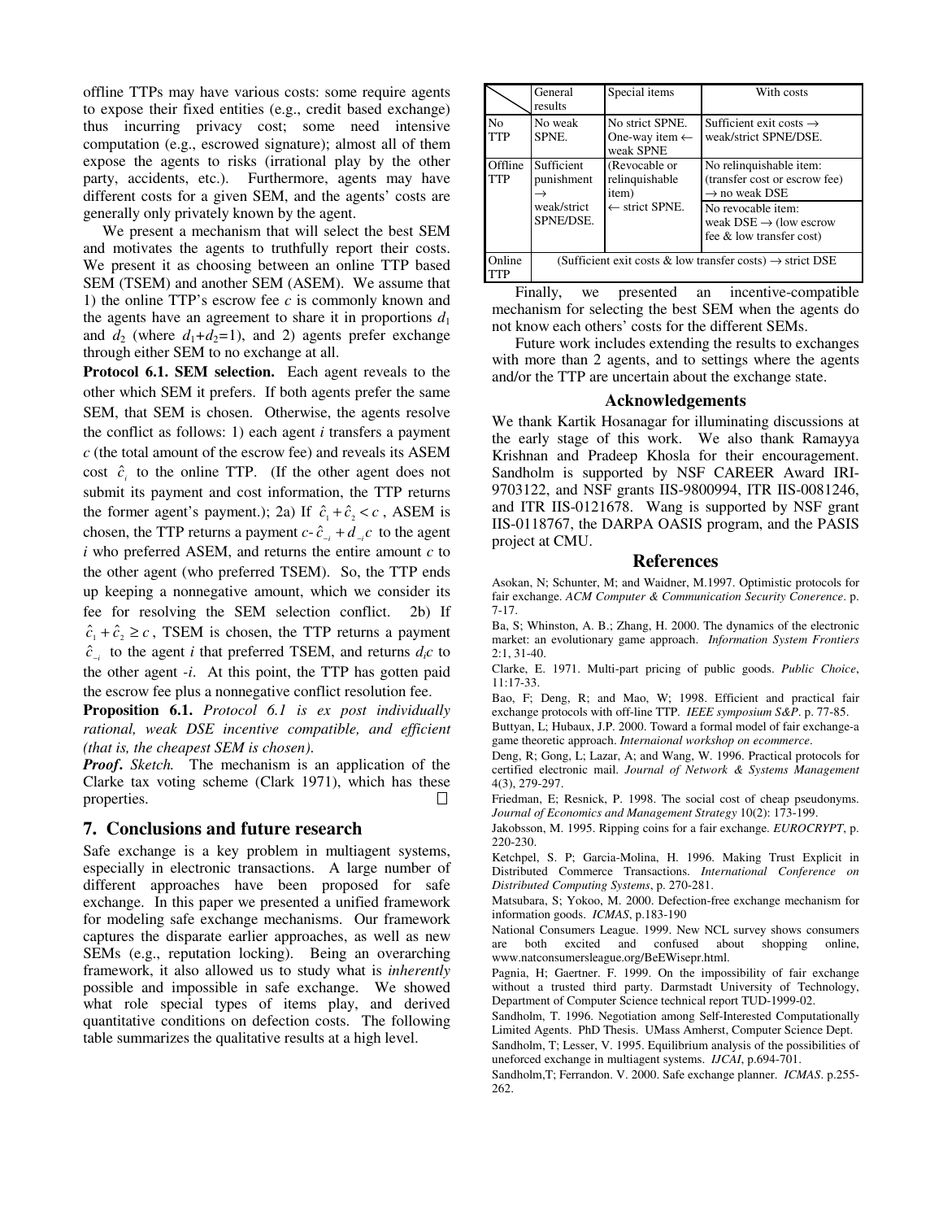offline TTPs may have various costs: some require agents to expose their fixed entities (e.g., credit based exchange) thus incurring privacy cost; some need intensive computation (e.g., escrowed signature); almost all of them expose the agents to risks (irrational play by the other party, accidents, etc.). Furthermore, agents may have different costs for a given SEM, and the agents' costs are generally only privately known by the agent.

We present a mechanism that will select the best SEM and motivates the agents to truthfully report their costs. We present it as choosing between an online TTP based SEM (TSEM) and another SEM (ASEM). We assume that 1) the online TTP's escrow fee $c$ is commonly known and the agents have an agreement to share it in proportions $d_1$ and $d_2$ (where $d_1+d_2=1$), and 2) agents prefer exchange through either SEM to no exchange at all.

**Protocol 6.1. SEM selection.** Each agent reveals to the other which SEM it prefers. If both agents prefer the same SEM, that SEM is chosen. Otherwise, the agents resolve the conflict as follows: 1) each agent $i$ transfers a payment $c$ (the total amount of the escrow fee) and reveals its ASEM cost $\hat{c}_i$ to the online TTP. (If the other agent does not submit its payment and cost information, the TTP returns the former agent's payment.); 2a) If $\hat{c}_1 + \hat{c}_2 < c$, ASEM is chosen, the TTP returns a payment $c - \hat{c}_{-i} + d_{-i}c$ to the agent $i$ who preferred ASEM, and returns the entire amount $c$ to the other agent (who preferred TSEM). So, the TTP ends up keeping a nonnegative amount, which we consider its fee for resolving the SEM selection conflict. 2b) If $\hat{c}_1 + \hat{c}_2 \geq c$, TSEM is chosen, the TTP returns a payment $\hat{c}_{-i}$ to the agent $i$ that preferred TSEM, and returns $d_i c$ to the other agent $-i$. At this point, the TTP has gotten paid the escrow fee plus a nonnegative conflict resolution fee.

**Proposition 6.1.** *Protocol 6.1 is ex post individually rational, weak DSE incentive compatible, and efficient (that is, the cheapest SEM is chosen).*

***Proof.*** *Sketch.* The mechanism is an application of the Clarke tax voting scheme (Clark 1971), which has these properties. □

## 7. Conclusions and future research

Safe exchange is a key problem in multiagent systems, especially in electronic transactions. A large number of different approaches have been proposed for safe exchange. In this paper we presented a unified framework for modeling safe exchange mechanisms. Our framework captures the disparate earlier approaches, as well as new SEMs (e.g., reputation locking). Being an overarching framework, it also allowed us to study what is *inherently* possible and impossible in safe exchange. We showed what role special types of items play, and derived quantitative conditions on defection costs. The following table summarizes the qualitative results at a high level.

| | General results | Special items | With costs |
|---|---|---|---|
| No TTP | No weak SPNE. | No strict SPNE. One-way item ← weak SPNE | Sufficient exit costs → weak/strict SPNE/DSE. |
| Offline TTP | Sufficient punishment → weak/strict SPNE/DSE. | (Revocable or relinquishable item) ← strict SPNE. | No relinquishable item: (transfer cost or escrow fee) → no weak DSE |
| | | | No revocable item: weak DSE → (low escrow fee & low transfer cost) |
| Online TTP | (Sufficient exit costs & low transfer costs) → strict DSE | | |

Finally, we presented an incentive-compatible mechanism for selecting the best SEM when the agents do not know each others' costs for the different SEMs.

Future work includes extending the results to exchanges with more than 2 agents, and to settings where the agents and/or the TTP are uncertain about the exchange state.

### Acknowledgements

We thank Kartik Hosanagar for illuminating discussions at the early stage of this work. We also thank Ramayya Krishnan and Pradeep Khosla for their encouragement. Sandholm is supported by NSF CAREER Award IRI-9703122, and NSF grants IIS-9800994, ITR IIS-0081246, and ITR IIS-0121678. Wang is supported by NSF grant IIS-0118767, the DARPA OASIS program, and the PASIS project at CMU.

## References

Asokan, N; Schunter, M; and Waidner, M.1997. Optimistic protocols for fair exchange. *ACM Computer & Communication Security Conerence*. p. 7-17.

Ba, S; Whinston, A. B.; Zhang, H. 2000. The dynamics of the electronic market: an evolutionary game approach. *Information System Frontiers* 2:1, 31-40.

Clarke, E. 1971. Multi-part pricing of public goods. *Public Choice*, 11:17-33.

Bao, F; Deng, R; and Mao, W; 1998. Efficient and practical fair exchange protocols with off-line TTP. *IEEE symposium S&P*. p. 77-85.

Buttyan, L; Hubaux, J.P. 2000. Toward a formal model of fair exchange-a game theoretic approach. *Internaional workshop on ecommerce*.

Deng, R; Gong, L; Lazar, A; and Wang, W. 1996. Practical protocols for certified electronic mail. *Journal of Network & Systems Management* 4(3), 279-297.

Friedman, E; Resnick, P. 1998. The social cost of cheap pseudonyms. *Journal of Economics and Management Strategy* 10(2): 173-199.

Jakobsson, M. 1995. Ripping coins for a fair exchange. *EUROCRYPT*, p. 220-230.

Ketchpel, S. P; Garcia-Molina, H. 1996. Making Trust Explicit in Distributed Commerce Transactions. *International Conference on Distributed Computing Systems*, p. 270-281.

Matsubara, S; Yokoo, M. 2000. Defection-free exchange mechanism for information goods. *ICMAS*, p.183-190

National Consumers League. 1999. New NCL survey shows consumers are both excited and confused about shopping online, www.natconsumersleague.org/BeEWisepr.html.

Pagnia, H; Gaertner. F. 1999. On the impossibility of fair exchange without a trusted third party. Darmstadt University of Technology, Department of Computer Science technical report TUD-1999-02.

Sandholm, T. 1996. Negotiation among Self-Interested Computationally Limited Agents. PhD Thesis. UMass Amherst, Computer Science Dept.

Sandholm, T; Lesser, V. 1995. Equilibrium analysis of the possibilities of uneforced exchange in multiagent systems. *IJCAI*, p.694-701.

Sandholm,T; Ferrandon. V. 2000. Safe exchange planner. *ICMAS*. p.255-262.